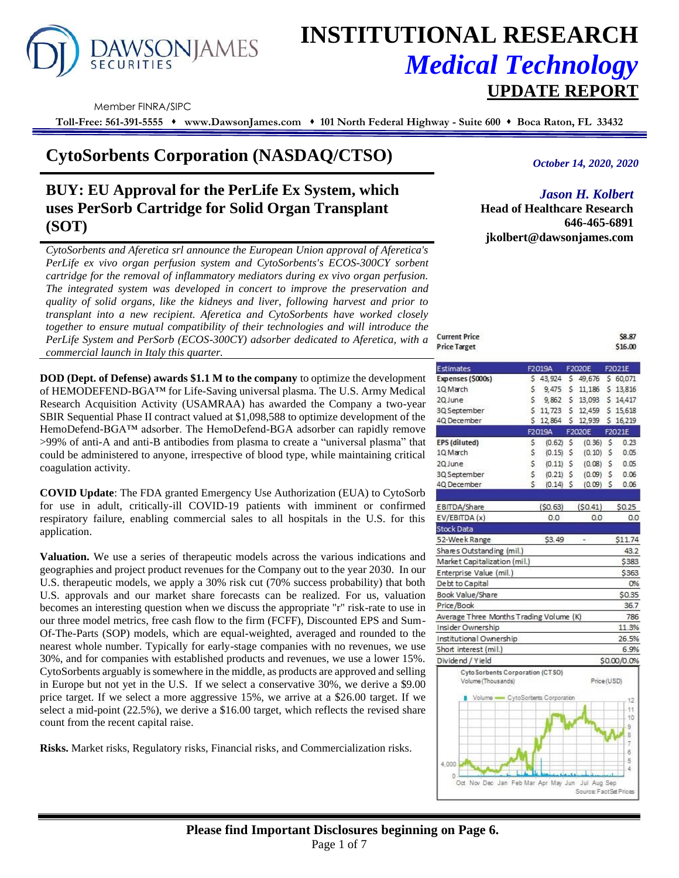# INSTITUTIONAL RESEARCH

## *Medical Technology*

## UPDATE REPORT

Member FINRA/SIPC

**Toll-Free: 561-391-5555 ♦ www.DawsonJames.com ♦ 101 North Federal Highway - Suite 600 ♦ Boca Raton, FL 33432**

# CytoSorbents Corporation (NASDAQ/CTSO)

*October 14, 2020, 2020*

## BUY: EU Approval for the PerLife Ex System, which uses PerSorb Cartridge for Solid Organ Transplant (SOT)

*Jason H. Kolbert*
**Head of Healthcare Research**
**646-465-6891**
**jkolbert@dawsonjames.com**

*CytoSorbents and Aferetica srl announce the European Union approval of Aferetica's PerLife ex vivo organ perfusion system and CytoSorbents's ECOS-300CY sorbent cartridge for the removal of inflammatory mediators during ex vivo organ perfusion. The integrated system was developed in concert to improve the preservation and quality of solid organs, like the kidneys and liver, following harvest and prior to transplant into a new recipient. Aferetica and CytoSorbents have worked closely together to ensure mutual compatibility of their technologies and will introduce the PerLife System and PerSorb (ECOS-300CY) adsorber dedicated to Aferetica, with a commercial launch in Italy this quarter.*

**DOD (Dept. of Defense) awards $1.1 M to the company** to optimize the development of HEMODEFEND-BGA™ for Life-Saving universal plasma. The U.S. Army Medical Research Acquisition Activity (USAMRAA) has awarded the Company a two-year SBIR Sequential Phase II contract valued at $1,098,588 to optimize development of the HemoDefend-BGA™ adsorber. The HemoDefend-BGA adsorber can rapidly remove >99% of anti-A and anti-B antibodies from plasma to create a "universal plasma" that could be administered to anyone, irrespective of blood type, while maintaining critical coagulation activity.

**COVID Update**: The FDA granted Emergency Use Authorization (EUA) to CytoSorb for use in adult, critically-ill COVID-19 patients with imminent or confirmed respiratory failure, enabling commercial sales to all hospitals in the U.S. for this application.

**Valuation.** We use a series of therapeutic models across the various indications and geographies and project product revenues for the Company out to the year 2030. In our U.S. therapeutic models, we apply a 30% risk cut (70% success probability) that both U.S. approvals and our market share forecasts can be realized. For us, valuation becomes an interesting question when we discuss the appropriate "r" risk-rate to use in our three model metrics, free cash flow to the firm (FCFF), Discounted EPS and Sum-Of-The-Parts (SOP) models, which are equal-weighted, averaged and rounded to the nearest whole number. Typically for early-stage companies with no revenues, we use 30%, and for companies with established products and revenues, we use a lower 15%. CytoSorbents arguably is somewhere in the middle, as products are approved and selling in Europe but not yet in the U.S. If we select a conservative 30%, we derive a $9.00 price target. If we select a more aggressive 15%, we arrive at a $26.00 target. If we select a mid-point (22.5%), we derive a $16.00 target, which reflects the revised share count from the recent capital raise.

**Risks.** Market risks, Regulatory risks, Financial risks, and Commercialization risks.

| | |
|---|---|
| Current Price | $8.87 |
| Price Target | $16.00 |

| Estimates | F2019A | F2020E | F2021E |
|---|---|---|---|
| Expenses ($000s) | $ 43,924 | $ 49,676 | $ 60,071 |
| 1Q March | $ 9,475 | $ 11,186 | $ 13,816 |
| 2Q June | $ 9,862 | $ 13,093 | $ 14,417 |
| 3Q September | $ 11,723 | $ 12,459 | $ 15,618 |
| 4Q December | $ 12,864 | $ 12,939 | $ 16,219 |
| | **F2019A** | **F2020E** | **F2021E** |
| EPS (diluted) | $ (0.62) | $ (0.36) | $ 0.23 |
| 1Q March | $ (0.15) | $ (0.10) | $ 0.05 |
| 2Q June | $ (0.11) | $ (0.08) | $ 0.05 |
| 3Q September | $ (0.21) | $ (0.09) | $ 0.06 |
| 4Q December | $ (0.14) | $ (0.09) | $ 0.06 |
| | | | |
| EBITDA/Share | ($0.63) | ($0.41) | $0.25 |
| EV/EBITDA (x) | 0.0 | 0.0 | 0.0 |

| Stock Data | | | |
|---|---|---|---|
| 52-Week Range | $3.49 | - | $11.74 |
| Shares Outstanding (mil.) | | | 43.2 |
| Market Capitalization (mil.) | | | $383 |
| Enterprise Value (mil.) | | | $363 |
| Debt to Capital | | | 0% |
| Book Value/Share | | | $0.35 |
| Price/Book | | | 36.7 |
| Average Three Months Trading Volume (K) | | | 786 |
| Insider Ownership | | | 11.3% |
| Institutional Ownership | | | 26.5% |
| Short interest (mil.) | | | 6.9% |
| Dividend / Yield | | | $0.00/0.0% |

CytoSorbents Corporation (CTSO)
Volume (Thousands) Price (USD)
Source: FactSet Prices

**Please find Important Disclosures beginning on Page 6.**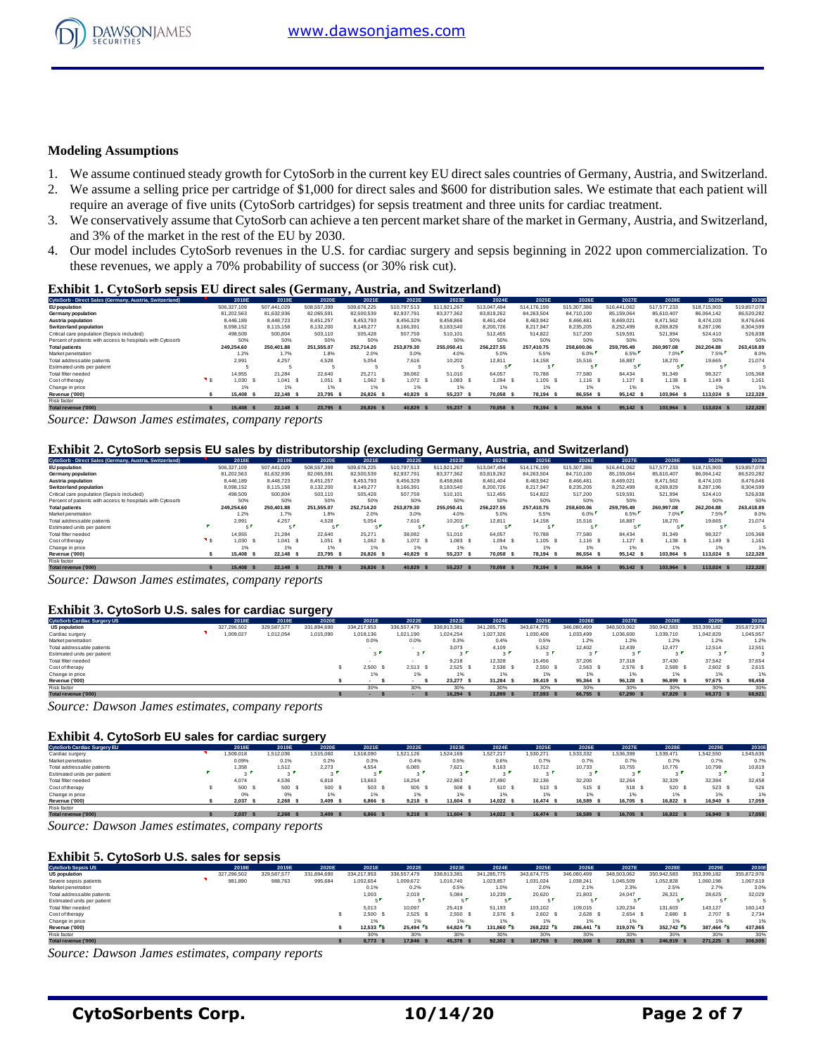## Modeling Assumptions

1. We assume continued steady growth for CytoSorb in the current key EU direct sales countries of Germany, Austria, and Switzerland.
2. We assume a selling price per cartridge of $1,000 for direct sales and $600 for distribution sales. We estimate that each patient will require an average of five units (CytoSorb cartridges) for sepsis treatment and three units for cardiac treatment.
3. We conservatively assume that CytoSorb can achieve a ten percent market share of the market in Germany, Austria, and Switzerland, and 3% of the market in the rest of the EU by 2030.
4. Our model includes CytoSorb revenues in the U.S. for cardiac surgery and sepsis beginning in 2022 upon commercialization. To these revenues, we apply a 70% probability of success (or 30% risk cut).

### Exhibit 1. CytoSorb sepsis EU direct sales (Germany, Austria, and Switzerland)

| CytoSorb - Direct Sales (Germany, Austria, Switzerland) | 2018E | 2019E | 2020E | 2021E | 2022E | 2023E | 2024E | 2025E | 2026E | 2027E | 2028E | 2029E | 2030E |
|---|---|---|---|---|---|---|---|---|---|---|---|---|---|
| EU population | 506,327,109 | 507,441,029 | 508,557,399 | 509,676,225 | 510,797,513 | 511,921,267 | 513,047,494 | 514,176,199 | 515,307,386 | 516,441,062 | 517,577,233 | 518,715,903 | 519,857,078 |
| Germany population | 81,202,563 | 81,632,936 | 82,065,591 | 82,500,539 | 82,937,791 | 83,377,362 | 83,819,262 | 84,263,504 | 84,710,100 | 85,159,064 | 85,610,407 | 86,064,142 | 86,520,282 |
| Austria population | 8,446,189 | 8,448,723 | 8,451,257 | 8,453,793 | 8,456,329 | 8,458,866 | 8,461,404 | 8,463,942 | 8,466,481 | 8,469,021 | 8,471,562 | 8,474,103 | 8,476,646 |
| Switzerland population | 8,098,152 | 8,115,158 | 8,132,200 | 8,149,277 | 8,166,391 | 8,183,540 | 8,200,726 | 8,217,947 | 8,235,205 | 8,252,499 | 8,269,829 | 8,287,196 | 8,304,599 |
| Critical care population (Sepsis included) | 498,509 | 500,804 | 503,110 | 505,428 | 507,759 | 510,101 | 512,455 | 514,822 | 517,200 | 519,591 | 521,994 | 524,410 | 526,838 |
| Percent of patients with access to hospitals with Cytosorb | 50% | 50% | 50% | 50% | 50% | 50% | 50% | 50% | 50% | 50% | 50% | 50% | 50% |
| **Total patients** | **249,254.60** | **250,401.88** | **251,555.07** | **252,714.20** | **253,879.30** | **255,050.41** | **256,227.55** | **257,410.75** | **258,600.06** | **259,795.49** | **260,997.08** | **262,204.88** | **263,418.89** |
| Market penetration | 1.2% | 1.7% | 1.8% | 2.0% | 3.0% | 4.0% | 5.0% | 5.5% | 6.0% | 6.5% | 7.0% | 7.5% | 8.0% |
| Total addressable patients | 2,991 | 4,257 | 4,528 | 5,054 | 7,616 | 10,202 | 12,811 | 14,158 | 15,516 | 16,887 | 18,270 | 19,665 | 21,074 |
| Estimated units per patient | 5 | 5 | 5 | 5 | 5 | 5 | 5 | 5 | 5 | 5 | 5 | 5 | 5 |
| Total filter needed | 14,955 | 21,284 | 22,640 | 25,271 | 38,082 | 51,010 | 64,057 | 70,788 | 77,580 | 84,434 | 91,349 | 98,327 | 105,368 |
| Cost of therapy | $ 1,030 | $ 1,041 | $ 1,051 | $ 1,062 | $ 1,072 | $ 1,083 | $ 1,094 | $ 1,105 | $ 1,116 | $ 1,127 | $ 1,138 | $ 1,149 | $ 1,161 |
| Change in price | 1% | 1% | 1% | 1% | 1% | 1% | 1% | 1% | 1% | 1% | 1% | 1% | 1% |
| **Revenue ('000)** | **$ 15,408** | **$ 22,148** | **$ 23,795** | **$ 26,826** | **$ 40,829** | **$ 55,237** | **$ 70,058** | **$ 78,194** | **$ 86,554** | **$ 95,142** | **$ 103,964** | **$ 113,024** | **$ 122,328** |
| Risk factor | | | | | | | | | | | | | |
| **Total revenue ('000)** | **$ 15,408** | **$ 22,148** | **$ 23,795** | **$ 26,826** | **$ 40,829** | **$ 55,237** | **$ 70,058** | **$ 78,194** | **$ 86,554** | **$ 95,142** | **$ 103,964** | **$ 113,024** | **$ 122,328** |

*Source: Dawson James estimates, company reports*

### Exhibit 2. CytoSorb sepsis EU sales by distributorship (excluding Germany, Austria, and Switzerland)

| CytoSorb - Direct Sales (Germany, Austria, Switzerland) | 2018E | 2019E | 2020E | 2021E | 2022E | 2023E | 2024E | 2025E | 2026E | 2027E | 2028E | 2029E | 2030E |
|---|---|---|---|---|---|---|---|---|---|---|---|---|---|
| EU population | 506,327,109 | 507,441,029 | 508,557,399 | 509,676,225 | 510,797,513 | 511,921,267 | 513,047,494 | 514,176,199 | 515,307,386 | 516,441,062 | 517,577,233 | 518,715,903 | 519,857,078 |
| Germany population | 81,202,563 | 81,632,936 | 82,065,591 | 82,500,539 | 82,937,791 | 83,377,362 | 83,819,262 | 84,263,504 | 84,710,100 | 85,159,064 | 85,610,407 | 86,064,142 | 86,520,282 |
| Austria population | 8,446,189 | 8,448,723 | 8,451,257 | 8,453,793 | 8,456,329 | 8,458,866 | 8,461,404 | 8,463,942 | 8,466,481 | 8,469,021 | 8,471,562 | 8,474,103 | 8,476,646 |
| Switzerland population | 8,098,152 | 8,115,158 | 8,132,200 | 8,149,277 | 8,166,391 | 8,183,540 | 8,200,726 | 8,217,947 | 8,235,205 | 8,252,499 | 8,269,829 | 8,287,196 | 8,304,599 |
| Critical care population (Sepsis included) | 498,509 | 500,804 | 503,110 | 505,428 | 507,759 | 510,101 | 512,455 | 514,822 | 517,200 | 519,591 | 521,994 | 524,410 | 526,838 |
| Percent of patients with access to hospitals with Cytosorb | 50% | 50% | 50% | 50% | 50% | 50% | 50% | 50% | 50% | 50% | 50% | 50% | 50% |
| **Total patients** | **249,254.60** | **250,401.88** | **251,555.07** | **252,714.20** | **253,879.30** | **255,050.41** | **256,227.55** | **257,410.75** | **258,600.06** | **259,795.49** | **260,997.08** | **262,204.88** | **263,418.89** |
| Market penetration | 1.2% | 1.7% | 1.8% | 2.0% | 3.0% | 4.0% | 5.0% | 5.5% | 6.0% | 6.5% | 7.0% | 7.5% | 8.0% |
| Total addressable patients | 2,991 | 4,257 | 4,528 | 5,054 | 7,616 | 10,202 | 12,811 | 14,158 | 15,516 | 16,887 | 18,270 | 19,665 | 21,074 |
| Estimated units per patient | 5 | 5 | 5 | 5 | 5 | 5 | 5 | 5 | 5 | 5 | 5 | 5 | 5 |
| Total filter needed | 14,955 | 21,284 | 22,640 | 25,271 | 38,082 | 51,010 | 64,057 | 70,788 | 77,580 | 84,434 | 91,349 | 98,327 | 105,368 |
| Cost of therapy | $ 1,030 | $ 1,041 | $ 1,051 | $ 1,062 | $ 1,072 | $ 1,083 | $ 1,094 | $ 1,105 | $ 1,116 | $ 1,127 | $ 1,138 | $ 1,149 | $ 1,161 |
| Change in price | 1% | 1% | 1% | 1% | 1% | 1% | 1% | 1% | 1% | 1% | 1% | 1% | 1% |
| **Revenue ('000)** | **$ 15,408** | **$ 22,148** | **$ 23,795** | **$ 26,826** | **$ 40,829** | **$ 55,237** | **$ 70,058** | **$ 78,194** | **$ 86,554** | **$ 95,142** | **$ 103,964** | **$ 113,024** | **$ 122,328** |
| Risk factor | | | | | | | | | | | | | |
| **Total revenue ('000)** | **$ 15,408** | **$ 22,148** | **$ 23,795** | **$ 26,826** | **$ 40,829** | **$ 55,237** | **$ 70,058** | **$ 78,194** | **$ 86,554** | **$ 95,142** | **$ 103,964** | **$ 113,024** | **$ 122,328** |

*Source: Dawson James estimates, company reports*

### Exhibit 3. CytoSorb U.S. sales for cardiac surgery

| CytoSorb Cardiac Surgery US | 2018E | 2019E | 2020E | 2021E | 2022E | 2023E | 2024E | 2025E | 2026E | 2027E | 2028E | 2029E | 2030E |
|---|---|---|---|---|---|---|---|---|---|---|---|---|---|
| US population | 327,296,502 | 329,587,577 | 331,894,690 | 334,217,953 | 336,557,479 | 338,913,381 | 341,285,775 | 343,674,775 | 346,080,499 | 348,503,062 | 350,942,583 | 353,399,182 | 355,872,976 |
| Cardiac surgery | 1,009,027 | 1,012,054 | 1,015,090 | 1,018,136 | 1,021,190 | 1,024,254 | 1,027,326 | 1,030,408 | 1,033,499 | 1,036,600 | 1,039,710 | 1,042,829 | 1,045,957 |
| Market penetration | | | | 0.0% | 0.0% | 0.3% | 0.4% | 0.5% | 1.2% | 1.2% | 1.2% | 1.2% | 1.2% |
| Total addressable patients | | | | - | - | 3,073 | 4,109 | 5,152 | 12,402 | 12,439 | 12,477 | 12,514 | 12,551 |
| Estimated units per patient | | | | 3 | 3 | 3 | 3 | 3 | 3 | 3 | 3 | 3 | 3 |
| Total filter needed | | | | - | - | 9,218 | 12,328 | 15,456 | 37,206 | 37,318 | 37,430 | 37,542 | 37,654 |
| Cost of therapy | | | | $ 2,500 | $ 2,513 | $ 2,525 | $ 2,538 | $ 2,550 | $ 2,563 | $ 2,576 | $ 2,589 | $ 2,602 | $ 2,615 |
| Change in price | | | | 1% | 1% | 1% | 1% | 1% | 1% | 1% | 1% | 1% | 1% |
| **Revenue ('000)** | | | | **$ -** | **$ -** | **$ 23,277** | **$ 31,284** | **$ 39,419** | **$ 95,364** | **$ 96,128** | **$ 96,899** | **$ 97,675** | **$ 98,458** |
| Risk factor | | | | 30% | 30% | 30% | 30% | 30% | 30% | 30% | 30% | 30% | 30% |
| **Total revenue ('000)** | | | | **$ -** | **$ -** | **$ 16,294** | **$ 21,899** | **$ 27,593** | **$ 66,755** | **$ 67,290** | **$ 67,829** | **$ 68,373** | **$ 68,921** |

*Source: Dawson James estimates, company reports*

### Exhibit 4. CytoSorb EU sales for cardiac surgery

| CytoSorb Cardiac Surgery EU | 2018E | 2019E | 2020E | 2021E | 2022E | 2023E | 2024E | 2025E | 2026E | 2027E | 2028E | 2029E | 2030E |
|---|---|---|---|---|---|---|---|---|---|---|---|---|---|
| Cardiac surgery | 1,509,018 | 1,512,036 | 1,515,060 | 1,518,090 | 1,521,126 | 1,524,169 | 1,527,217 | 1,530,271 | 1,533,332 | 1,536,399 | 1,539,471 | 1,542,550 | 1,545,635 |
| Market penetration | 0.09% | 0.1% | 0.2% | 0.3% | 0.4% | 0.5% | 0.6% | 0.7% | 0.7% | 0.7% | 0.7% | 0.7% | 0.7% |
| Total addressable patients | 1,358 | 1,512 | 2,273 | 4,554 | 6,085 | 7,621 | 9,163 | 10,712 | 10,733 | 10,755 | 10,776 | 10,798 | 10,819 |
| Estimated units per patient | 3 | 3 | 3 | 3 | 3 | 3 | 3 | 3 | 3 | 3 | 3 | 3 | 3 |
| Total filter needed | 4,074 | 4,536 | 6,818 | 13,663 | 18,254 | 22,863 | 27,490 | 32,136 | 32,200 | 32,264 | 32,329 | 32,394 | 32,458 |
| Cost of therapy | $ 500 | $ 500 | $ 500 | $ 503 | $ 505 | $ 508 | $ 510 | $ 513 | $ 515 | $ 518 | $ 520 | $ 523 | $ 526 |
| Change in price | 0% | 0% | 1% | 1% | 1% | 1% | 1% | 1% | 1% | 1% | 1% | 1% | 1% |
| **Revenue ('000)** | **$ 2,037** | **$ 2,268** | **$ 3,409** | **$ 6,866** | **$ 9,218** | **$ 11,604** | **$ 14,022** | **$ 16,474** | **$ 16,589** | **$ 16,705** | **$ 16,822** | **$ 16,940** | **$ 17,059** |
| Risk factor | | | | | | | | | | | | | |
| **Total revenue ('000)** | **$ 2,037** | **$ 2,268** | **$ 3,409** | **$ 6,866** | **$ 9,218** | **$ 11,604** | **$ 14,022** | **$ 16,474** | **$ 16,589** | **$ 16,705** | **$ 16,822** | **$ 16,940** | **$ 17,059** |

*Source: Dawson James estimates, company reports*

### Exhibit 5. CytoSorb U.S. sales for sepsis

| CytoSorb Sepsis US | 2018E | 2019E | 2020E | 2021E | 2022E | 2023E | 2024E | 2025E | 2026E | 2027E | 2028E | 2029E | 2030E |
|---|---|---|---|---|---|---|---|---|---|---|---|---|---|
| US population | 327,296,502 | 329,587,577 | 331,894,690 | 334,217,953 | 336,557,479 | 338,913,381 | 341,285,775 | 343,674,775 | 346,080,499 | 348,503,062 | 350,942,583 | 353,399,182 | 355,872,976 |
| Severe sepsis patients | 981,890 | 988,763 | 995,684 | 1,002,654 | 1,009,672 | 1,016,740 | 1,023,857 | 1,031,024 | 1,038,241 | 1,045,509 | 1,052,828 | 1,060,198 | 1,067,619 |
| Market penetration | | | | 0.1% | 0.2% | 0.5% | 1.0% | 2.0% | 2.1% | 2.3% | 2.5% | 2.7% | 3.0% |
| Total addressable patients | | | | 1,003 | 2,019 | 5,084 | 10,239 | 20,620 | 21,803 | 24,047 | 26,321 | 28,625 | 32,029 |
| Estimated units per patient | | | | 5 | 5 | 5 | 5 | 5 | 5 | 5 | 5 | 5 | 5 |
| Total filter needed | | | | 5,013 | 10,097 | 25,419 | 51,193 | 103,102 | 109,015 | 120,234 | 131,603 | 143,127 | 160,143 |
| Cost of therapy | | | | $ 2,500 | $ 2,525 | $ 2,550 | $ 2,576 | $ 2,602 | $ 2,628 | $ 2,654 | $ 2,680 | $ 2,707 | $ 2,734 |
| Change in price | | | | 1% | 1% | 1% | 1% | 1% | 1% | 1% | 1% | 1% | 1% |
| **Revenue ('000)** | | | | **$ 12,533** | **$ 25,494** | **$ 64,824** | **$ 131,860** | **$ 268,222** | **$ 286,441** | **$ 319,076** | **$ 352,742** | **$ 387,464** | **$ 437,865** |
| Risk factor | | | | 30% | 30% | 30% | 30% | 30% | 30% | 30% | 30% | 30% | 30% |
| **Total revenue ('000)** | | | | **$ 8,773** | **$ 17,846** | **$ 45,376** | **$ 92,302** | **$ 187,755** | **$ 200,508** | **$ 223,353** | **$ 246,919** | **$ 271,225** | **$ 306,505** |

*Source: Dawson James estimates, company reports*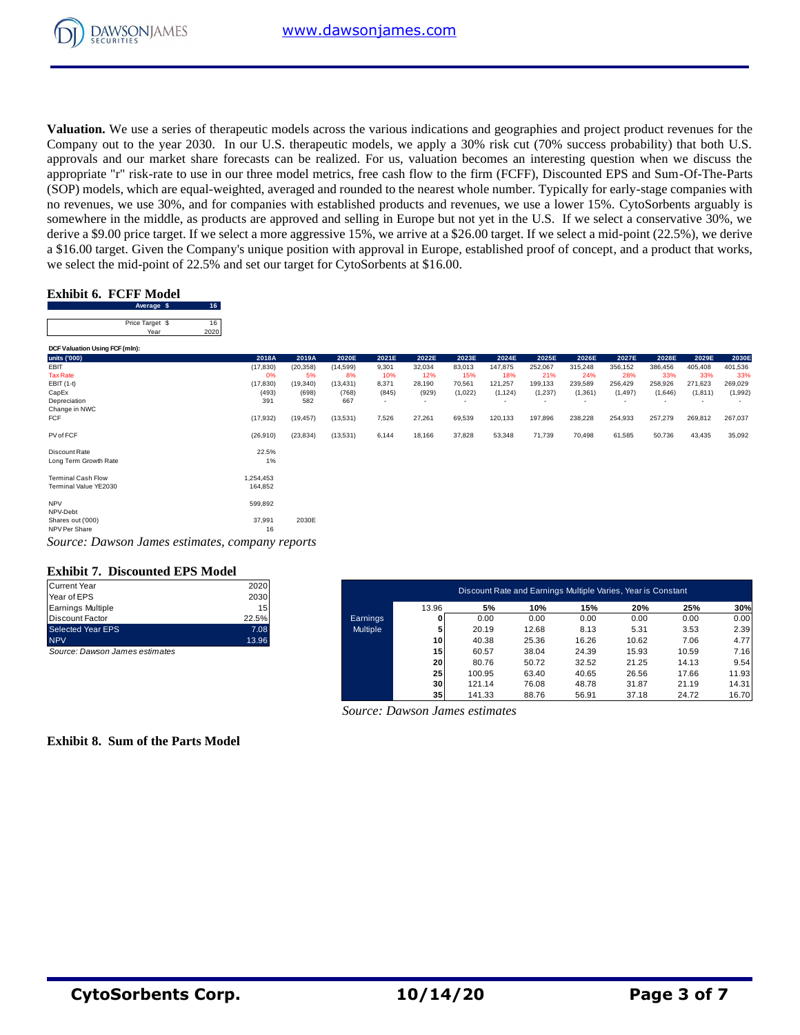**Valuation.** We use a series of therapeutic models across the various indications and geographies and project product revenues for the Company out to the year 2030. In our U.S. therapeutic models, we apply a 30% risk cut (70% success probability) that both U.S. approvals and our market share forecasts can be realized. For us, valuation becomes an interesting question when we discuss the appropriate "r" risk-rate to use in our three model metrics, free cash flow to the firm (FCFF), Discounted EPS and Sum-Of-The-Parts (SOP) models, which are equal-weighted, averaged and rounded to the nearest whole number. Typically for early-stage companies with no revenues, we use 30%, and for companies with established products and revenues, we use a lower 15%. CytoSorbents arguably is somewhere in the middle, as products are approved and selling in Europe but not yet in the U.S. If we select a conservative 30%, we derive a $9.00 price target. If we select a more aggressive 15%, we arrive at a $26.00 target. If we select a mid-point (22.5%), we derive a $16.00 target. Given the Company's unique position with approval in Europe, established proof of concept, and a product that works, we select the mid-point of 22.5% and set our target for CytoSorbents at $16.00.

### Exhibit 6. FCFF Model

| Average $ | 16 |
|---|---|
| Price Target $ | 16 |
| Year | 2020 |

**DCF Valuation Using FCF (mln):**

| units ('000) | 2018A | 2019A | 2020E | 2021E | 2022E | 2023E | 2024E | 2025E | 2026E | 2027E | 2028E | 2029E | 2030E |
|---|---|---|---|---|---|---|---|---|---|---|---|---|---|
| EBIT | (17,830) | (20,358) | (14,599) | 9,301 | 32,034 | 83,013 | 147,875 | 252,067 | 315,248 | 356,152 | 386,456 | 405,408 | 401,536 |
| Tax Rate | 0% | 5% | 8% | 10% | 12% | 15% | 18% | 21% | 24% | 28% | 33% | 33% | 33% |
| EBIT (1-t) | (17,830) | (19,340) | (13,431) | 8,371 | 28,190 | 70,561 | 121,257 | 199,133 | 239,589 | 256,429 | 258,926 | 271,623 | 269,029 |
| CapEx | (493) | (698) | (768) | (845) | (929) | (1,022) | (1,124) | (1,237) | (1,361) | (1,497) | (1,646) | (1,811) | (1,992) |
| Depreciation | 391 | 582 | 667 | - | - | - | - | - | - | - | - | - | - |
| Change in NWC | | | | | | | | | | | | | |
| FCF | (17,932) | (19,457) | (13,531) | 7,526 | 27,261 | 69,539 | 120,133 | 197,896 | 238,228 | 254,933 | 257,279 | 269,812 | 267,037 |
| PV of FCF | (26,910) | (23,834) | (13,531) | 6,144 | 18,166 | 37,828 | 53,348 | 71,739 | 70,498 | 61,585 | 50,736 | 43,435 | 35,092 |
| Discount Rate | 22.5% | | | | | | | | | | | | |
| Long Term Growth Rate | 1% | | | | | | | | | | | | |
| Terminal Cash Flow | 1,254,453 | | | | | | | | | | | | |
| Terminal Value YE2030 | 164,852 | | | | | | | | | | | | |
| NPV | 599,892 | | | | | | | | | | | | |
| NPV-Debt | | | | | | | | | | | | | |
| Shares out ('000) | 37,991 | 2030E | | | | | | | | | | | |
| NPV Per Share | 16 | | | | | | | | | | | | |

*Source: Dawson James estimates, company reports*

### Exhibit 7. Discounted EPS Model

| Current Year | 2020 |
|---|---|
| Year of EPS | 2030 |
| Earnings Multiple | 15 |
| Discount Factor | 22.5% |
| Selected Year EPS | 7.08 |
| NPV | 13.96 |

*Source: Dawson James estimates*

| Discount Rate and Earnings Multiple Varies, Year is Constant | | | | | | | |
|---|---|---|---|---|---|---|---|
| | 13.96 | 5% | 10% | 15% | 20% | 25% | 30% |
| Earnings Multiple | 0 | 0.00 | 0.00 | 0.00 | 0.00 | 0.00 | 0.00 |
| | 5 | 20.19 | 12.68 | 8.13 | 5.31 | 3.53 | 2.39 |
| | 10 | 40.38 | 25.36 | 16.26 | 10.62 | 7.06 | 4.77 |
| | 15 | 60.57 | 38.04 | 24.39 | 15.93 | 10.59 | 7.16 |
| | 20 | 80.76 | 50.72 | 32.52 | 21.25 | 14.13 | 9.54 |
| | 25 | 100.95 | 63.40 | 40.65 | 26.56 | 17.66 | 11.93 |
| | 30 | 121.14 | 76.08 | 48.78 | 31.87 | 21.19 | 14.31 |
| | 35 | 141.33 | 88.76 | 56.91 | 37.18 | 24.72 | 16.70 |

*Source: Dawson James estimates*

### Exhibit 8. Sum of the Parts Model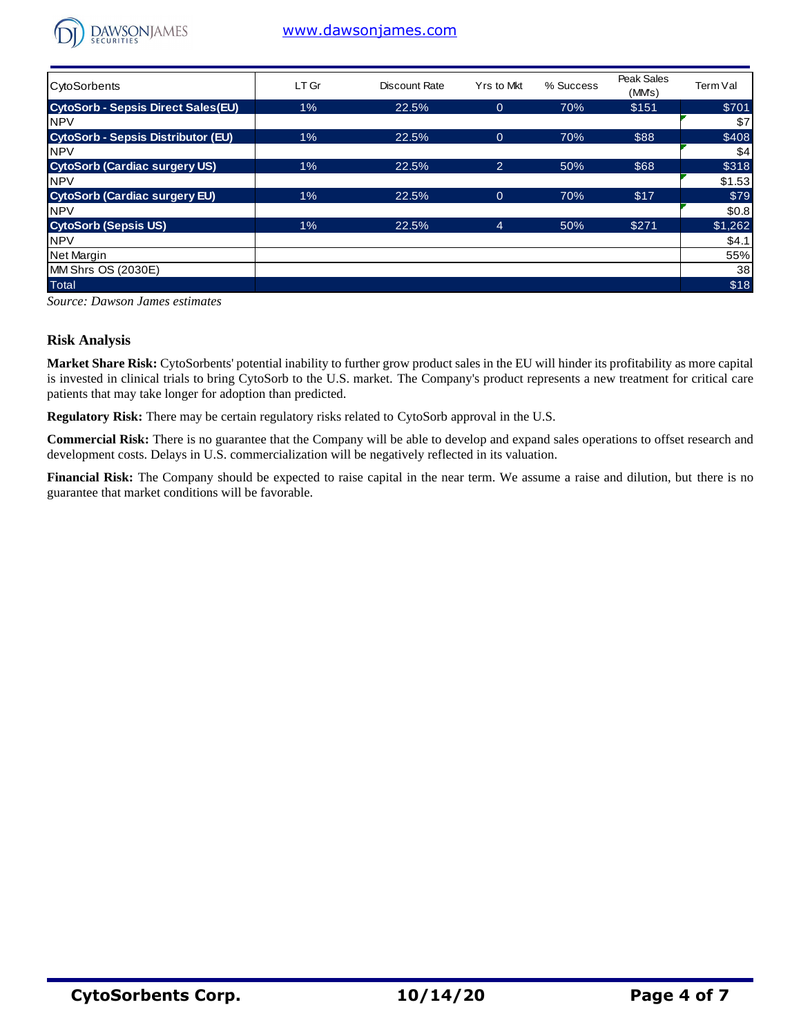| CytoSorbents | LT Gr | Discount Rate | Yrs to Mkt | % Success | Peak Sales (MM's) | Term Val |
|---|---|---|---|---|---|---|
| **CytoSorb - Sepsis Direct Sales(EU)** | 1% | 22.5% | 0 | 70% | $151 | $701 |
| NPV | | | | | | $7 |
| **CytoSorb - Sepsis Distributor (EU)** | 1% | 22.5% | 0 | 70% | $88 | $408 |
| NPV | | | | | | $4 |
| **CytoSorb (Cardiac surgery US)** | 1% | 22.5% | 2 | 50% | $68 | $318 |
| NPV | | | | | | $1.53 |
| **CytoSorb (Cardiac surgery EU)** | 1% | 22.5% | 0 | 70% | $17 | $79 |
| NPV | | | | | | $0.8 |
| **CytoSorb (Sepsis US)** | 1% | 22.5% | 4 | 50% | $271 | $1,262 |
| NPV | | | | | | $4.1 |
| Net Margin | | | | | | 55% |
| MM Shrs OS (2030E) | | | | | | 38 |
| Total | | | | | | $18 |

*Source: Dawson James estimates*

## Risk Analysis

**Market Share Risk:** CytoSorbents' potential inability to further grow product sales in the EU will hinder its profitability as more capital is invested in clinical trials to bring CytoSorb to the U.S. market. The Company's product represents a new treatment for critical care patients that may take longer for adoption than predicted.

**Regulatory Risk:** There may be certain regulatory risks related to CytoSorb approval in the U.S.

**Commercial Risk:** There is no guarantee that the Company will be able to develop and expand sales operations to offset research and development costs. Delays in U.S. commercialization will be negatively reflected in its valuation.

**Financial Risk:** The Company should be expected to raise capital in the near term. We assume a raise and dilution, but there is no guarantee that market conditions will be favorable.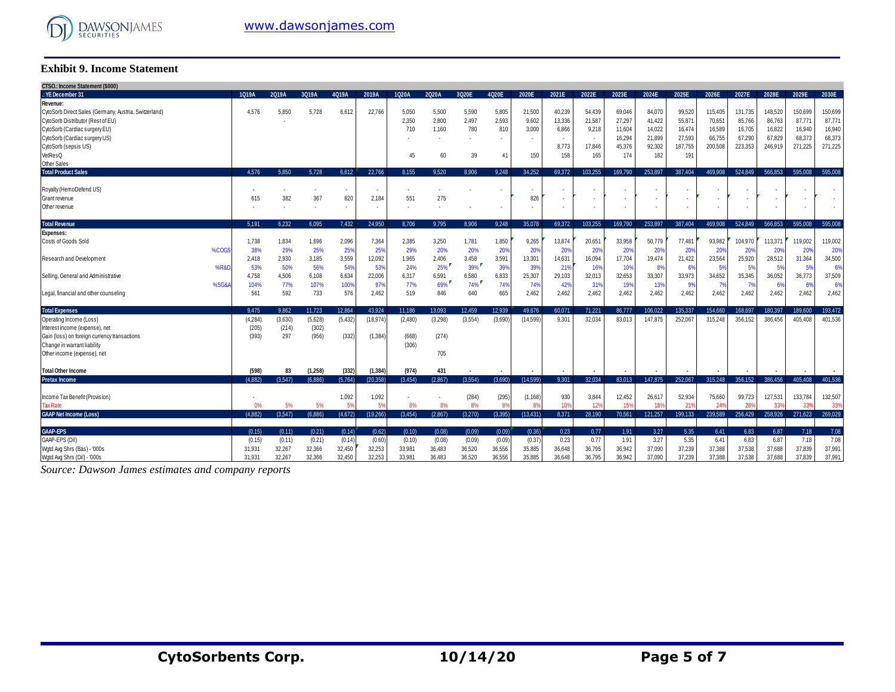### Exhibit 9. Income Statement

| CTSO.: Income Statement ($000) | | | | | | | | | | | | | | | | | | | | | |
|---|---|---|---|---|---|---|---|---|---|---|---|---|---|---|---|---|---|---|---|---|---|
| .: YE December 31 | 1Q19A | 2Q19A | 3Q19A | 4Q19A | 2019A | 1Q20A | 2Q20A | 3Q20E | 4Q20E | 2020E | 2021E | 2022E | 2023E | 2024E | 2025E | 2026E | 2027E | 2028E | 2029E | 2030E |
| **Revenue:** | | | | | | | | | | | | | | | | | | | | |
| CytoSorb Direct Sales (Germany, Austria, Switzerland) | 4,576 | 5,850 | 5,728 | 6,612 | 22,766 | 5,050 | 5,500 | 5,590 | 5,805 | 21,500 | 40,239 | 54,439 | 69,046 | 84,070 | 99,520 | 115,405 | 131,735 | 148,520 | 150,699 | 150,699 |
| CytoSorb Distributor (Rest of EU) | | - | | | | 2,350 | 2,800 | 2,497 | 2,593 | 9,602 | 13,336 | 21,587 | 27,297 | 41,422 | 55,871 | 70,651 | 85,766 | 86,763 | 87,771 | 87,771 |
| CytoSorb (Cardiac surgery EU) | | | | | | 710 | 1,160 | 780 | 810 | 3,000 | 6,866 | 9,218 | 11,604 | 14,022 | 16,474 | 16,589 | 16,705 | 16,822 | 16,940 | 16,940 |
| CytoSorb (Cardiac surgery US) | | | | | | - | - | - | - | - | - | - | 16,294 | 21,899 | 27,593 | 66,755 | 67,290 | 67,829 | 68,373 | 68,373 |
| CytoSorb (sepsis US) | | | | | | | | | | | 8,773 | 17,846 | 45,376 | 92,302 | 187,755 | 200,508 | 223,353 | 246,919 | 271,225 | 271,225 |
| VetResQ | | | | | | 45 | 60 | 39 | 41 | 150 | 158 | 165 | 174 | 182 | 191 | | | | | |
| Other Sales | | | | | | | | | | | | | | | | | | | | |
| **Total Product Sales** | 4,576 | 5,850 | 5,728 | 6,612 | 22,766 | 8,155 | 9,520 | 8,906 | 9,248 | 34,252 | 69,372 | 103,255 | 169,790 | 253,897 | 387,404 | 469,908 | 524,849 | 566,853 | 595,008 | 595,008 |
| Royalty (HemoDefend US) | - | - | - | - | - | - | - | - | - | - | - | - | - | - | - | - | - | - | - | - |
| Grant revenue | 615 | 382 | 367 | 820 | 2,184 | 551 | 275 | | | 826 | - | - | - | - | - | - | - | - | - | - |
| Other revenue | - | - | - | - | - | - | - | - | - | - | - | - | - | - | - | - | - | - | - | - |
| **Total Revenue** | 5,191 | 6,232 | 6,095 | 7,432 | 24,950 | 8,706 | 9,795 | 8,906 | 9,248 | 35,078 | 69,372 | 103,255 | 169,790 | 253,897 | 387,404 | 469,908 | 524,849 | 566,853 | 595,008 | 595,008 |
| **Expenses:** | | | | | | | | | | | | | | | | | | | | |
| Costs of Goods Sold | 1,738 | 1,834 | 1,696 | 2,096 | 7,364 | 2,385 | 3,250 | 1,781 | 1,850 | 9,265 | 13,874 | 20,651 | 33,958 | 50,779 | 77,481 | 93,982 | 104,970 | 113,371 | 119,002 | 119,002 |
| %COGS | 38% | 29% | 25% | 25% | 25% | 29% | 20% | 20% | 20% | 20% | 20% | 20% | 20% | 20% | 20% | 20% | 20% | 20% | 20% | 20% |
| Research and Development | 2,418 | 2,930 | 3,185 | 3,559 | 12,092 | 1,965 | 2,406 | 3,458 | 3,591 | 13,301 | 14,631 | 16,094 | 17,704 | 19,474 | 21,422 | 23,564 | 25,920 | 28,512 | 31,364 | 34,500 |
| %R&D | 53% | 50% | 56% | 54% | 53% | 24% | 25% | 39% | 39% | 39% | 21% | 16% | 10% | 8% | 6% | 5% | 5% | 5% | 5% | 6% |
| Selling, General and Administrative | 4,758 | 4,506 | 6,108 | 6,634 | 22,006 | 6,317 | 6,591 | 6,580 | 6,833 | 25,307 | 29,103 | 32,013 | 32,653 | 33,307 | 33,973 | 34,652 | 35,345 | 36,052 | 36,773 | 37,509 |
| %SG&A | 104% | 77% | 107% | 100% | 97% | 77% | 69% | 74% | 74% | 74% | 42% | 31% | 19% | 13% | 9% | 7% | 7% | 6% | 6% | 6% |
| Legal, financial and other counseling | 561 | 592 | 733 | 576 | 2,462 | 519 | 846 | 640 | 665 | 2,462 | 2,462 | 2,462 | 2,462 | 2,462 | 2,462 | 2,462 | 2,462 | 2,462 | 2,462 | 2,462 |
| **Total Expenses** | 9,475 | 9,862 | 11,723 | 12,864 | 43,924 | 11,186 | 13,093 | 12,459 | 12,939 | 49,676 | 60,071 | 71,221 | 86,777 | 106,022 | 135,337 | 154,660 | 168,697 | 180,397 | 189,600 | 193,472 |
| Operating Income (Loss) | (4,284) | (3,630) | (5,628) | (5,432) | (18,974) | (2,480) | (3,298) | (3,554) | (3,690) | (14,599) | 9,301 | 32,034 | 83,013 | 147,875 | 252,067 | 315,248 | 356,152 | 386,456 | 405,408 | 401,536 |
| Interest income (expense), net | (205) | (214) | (302) | | | | | | | | | | | | | | | | | |
| Gain (loss) on foreign currency transactions | (393) | 297 | (956) | (332) | (1,384) | (668) | (274) | | | | | | | | | | | | | |
| Change in warrant liability | | | | | | (306) | | | | | | | | | | | | | | |
| Other income (expense), net | | | | | | | 705 | | | | | | | | | | | | | |
| **Total Other Income** | **(598)** | **83** | **(1,258)** | **(332)** | **(1,384)** | **(974)** | **431** | - | - | - | - | - | - | - | - | - | - | - | - | - |
| **Pretax Income** | (4,882) | (3,547) | (6,886) | (5,764) | (20,358) | (3,454) | (2,867) | (3,554) | (3,690) | (14,599) | 9,301 | 32,034 | 83,013 | 147,875 | 252,067 | 315,248 | 356,152 | 386,456 | 405,408 | 401,536 |
| Income Tax Benefit (Provision) | - | | | 1,092 | 1,092 | - | - | (284) | (295) | (1,168) | 930 | 3,844 | 12,452 | 26,617 | 52,934 | 75,660 | 99,723 | 127,531 | 133,784 | 132,507 |
| Tax Rate | 0% | 5% | 5% | 5% | 5% | 8% | 8% | 8% | 8% | 8% | 10% | 12% | 15% | 18% | 21% | 24% | 28% | 33% | 33% | 33% |
| **GAAP Net Income (Loss)** | (4,882) | (3,547) | (6,886) | (4,672) | (19,266) | (3,454) | (2,867) | (3,270) | (3,395) | (13,431) | 8,371 | 28,190 | 70,561 | 121,257 | 199,133 | 239,589 | 256,429 | 258,926 | 271,623 | 269,029 |
| **GAAP-EPS** | (0.15) | (0.11) | (0.21) | (0.14) | (0.62) | (0.10) | (0.08) | (0.09) | (0.09) | (0.36) | 0.23 | 0.77 | 1.91 | 3.27 | 5.35 | 6.41 | 6.83 | 6.87 | 7.18 | 7.08 |
| GAAP-EPS (Dil) | (0.15) | (0.11) | (0.21) | (0.14) | (0.60) | (0.10) | (0.08) | (0.09) | (0.09) | (0.37) | 0.23 | 0.77 | 1.91 | 3.27 | 5.35 | 6.41 | 6.83 | 6.87 | 7.18 | 7.08 |
| Wgtd Avg Shrs (Bas) - '000s | 31,931 | 32,267 | 32,366 | 32,450 | 32,253 | 33,981 | 36,483 | 36,520 | 36,556 | 35,885 | 36,648 | 36,795 | 36,942 | 37,090 | 37,239 | 37,388 | 37,538 | 37,688 | 37,839 | 37,991 |
| Wgtd Avg Shrs (Dil) - '000s | 31,931 | 32,267 | 32,366 | 32,450 | 32,253 | 33,981 | 36,483 | 36,520 | 36,556 | 35,885 | 36,648 | 36,795 | 36,942 | 37,090 | 37,239 | 37,388 | 37,538 | 37,688 | 37,839 | 37,991 |

*Source: Dawson James estimates and company reports*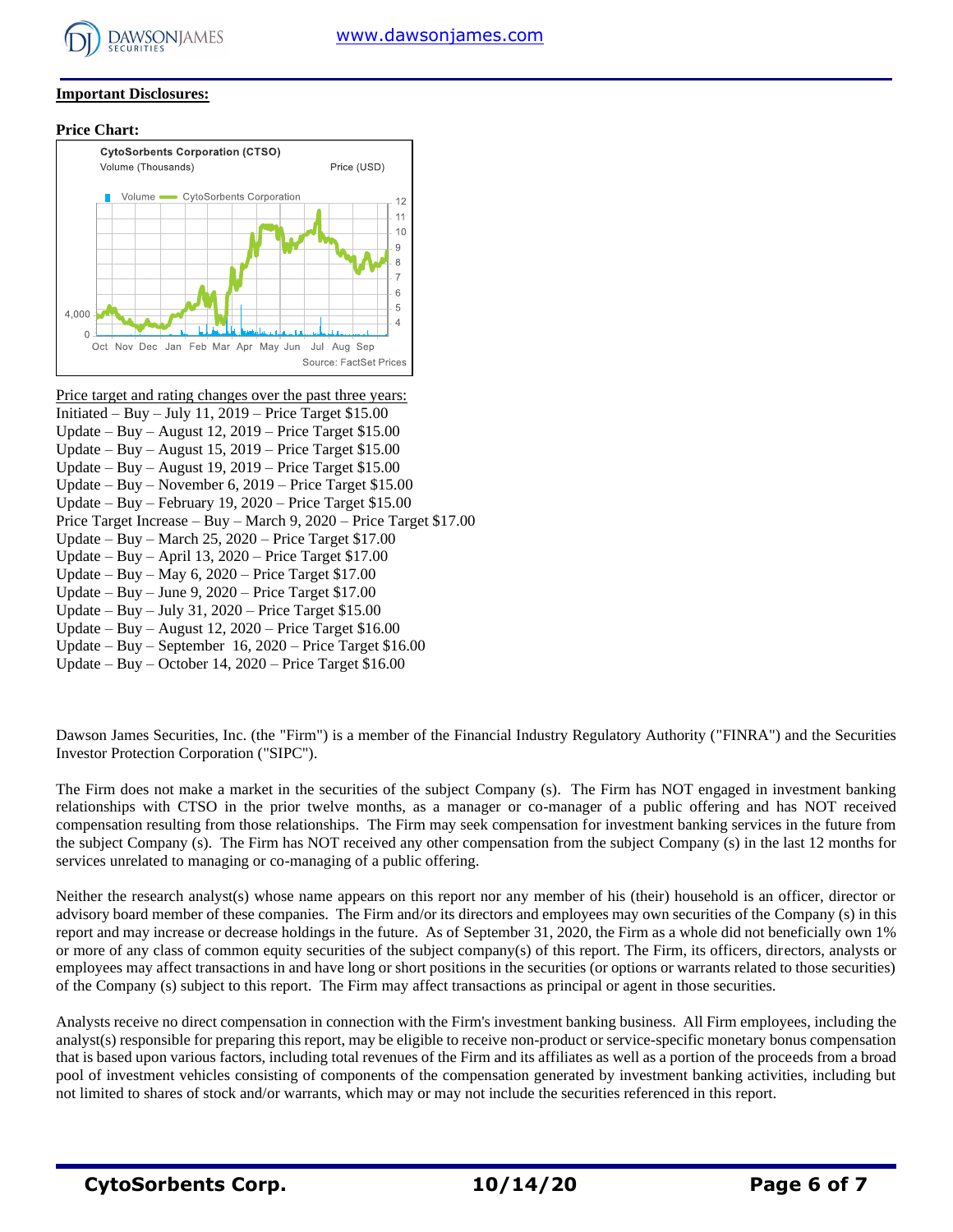**Important Disclosures:**

**Price Chart:**

CytoSorbents Corporation (CTSO)
Volume (Thousands) Price (USD)

Volume — CytoSorbents Corporation

Source: FactSet Prices

Price target and rating changes over the past three years:

Initiated – Buy – July 11, 2019 – Price Target $15.00
Update – Buy – August 12, 2019 – Price Target $15.00
Update – Buy – August 15, 2019 – Price Target $15.00
Update – Buy – August 19, 2019 – Price Target $15.00
Update – Buy – November 6, 2019 – Price Target $15.00
Update – Buy – February 19, 2020 – Price Target $15.00
Price Target Increase – Buy – March 9, 2020 – Price Target $17.00
Update – Buy – March 25, 2020 – Price Target $17.00
Update – Buy – April 13, 2020 – Price Target $17.00
Update – Buy – May 6, 2020 – Price Target $17.00
Update – Buy – June 9, 2020 – Price Target $17.00
Update – Buy – July 31, 2020 – Price Target $15.00
Update – Buy – August 12, 2020 – Price Target $16.00
Update – Buy – September 16, 2020 – Price Target $16.00
Update – Buy – October 14, 2020 – Price Target $16.00

Dawson James Securities, Inc. (the "Firm") is a member of the Financial Industry Regulatory Authority ("FINRA") and the Securities Investor Protection Corporation ("SIPC").

The Firm does not make a market in the securities of the subject Company (s). The Firm has NOT engaged in investment banking relationships with CTSO in the prior twelve months, as a manager or co-manager of a public offering and has NOT received compensation resulting from those relationships. The Firm may seek compensation for investment banking services in the future from the subject Company (s). The Firm has NOT received any other compensation from the subject Company (s) in the last 12 months for services unrelated to managing or co-managing of a public offering.

Neither the research analyst(s) whose name appears on this report nor any member of his (their) household is an officer, director or advisory board member of these companies. The Firm and/or its directors and employees may own securities of the Company (s) in this report and may increase or decrease holdings in the future. As of September 31, 2020, the Firm as a whole did not beneficially own 1% or more of any class of common equity securities of the subject company(s) of this report. The Firm, its officers, directors, analysts or employees may affect transactions in and have long or short positions in the securities (or options or warrants related to those securities) of the Company (s) subject to this report. The Firm may affect transactions as principal or agent in those securities.

Analysts receive no direct compensation in connection with the Firm's investment banking business. All Firm employees, including the analyst(s) responsible for preparing this report, may be eligible to receive non-product or service-specific monetary bonus compensation that is based upon various factors, including total revenues of the Firm and its affiliates as well as a portion of the proceeds from a broad pool of investment vehicles consisting of components of the compensation generated by investment banking activities, including but not limited to shares of stock and/or warrants, which may or may not include the securities referenced in this report.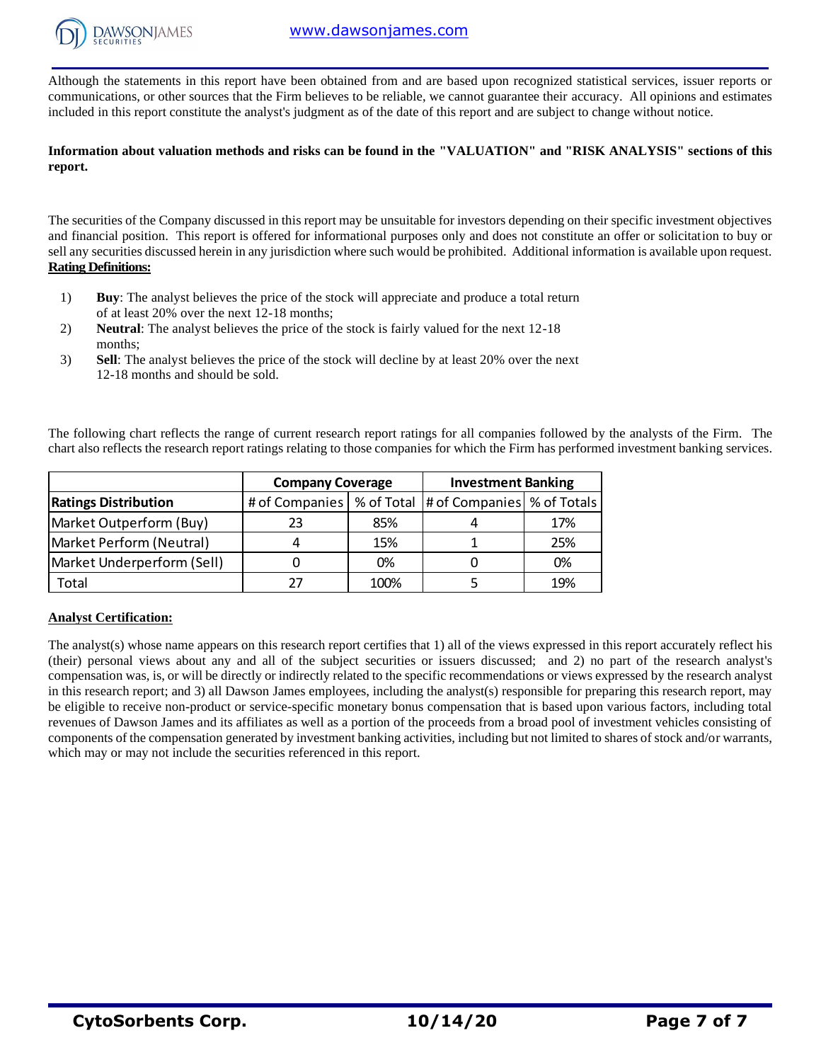Although the statements in this report have been obtained from and are based upon recognized statistical services, issuer reports or communications, or other sources that the Firm believes to be reliable, we cannot guarantee their accuracy. All opinions and estimates included in this report constitute the analyst's judgment as of the date of this report and are subject to change without notice.

**Information about valuation methods and risks can be found in the "VALUATION" and "RISK ANALYSIS" sections of this report.**

The securities of the Company discussed in this report may be unsuitable for investors depending on their specific investment objectives and financial position. This report is offered for informational purposes only and does not constitute an offer or solicitation to buy or sell any securities discussed herein in any jurisdiction where such would be prohibited. Additional information is available upon request.

**Rating Definitions:**

1) **Buy**: The analyst believes the price of the stock will appreciate and produce a total return of at least 20% over the next 12-18 months;
2) **Neutral**: The analyst believes the price of the stock is fairly valued for the next 12-18 months;
3) **Sell**: The analyst believes the price of the stock will decline by at least 20% over the next 12-18 months and should be sold.

The following chart reflects the range of current research report ratings for all companies followed by the analysts of the Firm. The chart also reflects the research report ratings relating to those companies for which the Firm has performed investment banking services.

| | Company Coverage | | Investment Banking | |
|---|---|---|---|---|
| **Ratings Distribution** | # of Companies | % of Total | # of Companies | % of Totals |
| Market Outperform (Buy) | 23 | 85% | 4 | 17% |
| Market Perform (Neutral) | 4 | 15% | 1 | 25% |
| Market Underperform (Sell) | 0 | 0% | 0 | 0% |
| Total | 27 | 100% | 5 | 19% |

**Analyst Certification:**

The analyst(s) whose name appears on this research report certifies that 1) all of the views expressed in this report accurately reflect his (their) personal views about any and all of the subject securities or issuers discussed; and 2) no part of the research analyst's compensation was, is, or will be directly or indirectly related to the specific recommendations or views expressed by the research analyst in this research report; and 3) all Dawson James employees, including the analyst(s) responsible for preparing this research report, may be eligible to receive non-product or service-specific monetary bonus compensation that is based upon various factors, including total revenues of Dawson James and its affiliates as well as a portion of the proceeds from a broad pool of investment vehicles consisting of components of the compensation generated by investment banking activities, including but not limited to shares of stock and/or warrants, which may or may not include the securities referenced in this report.